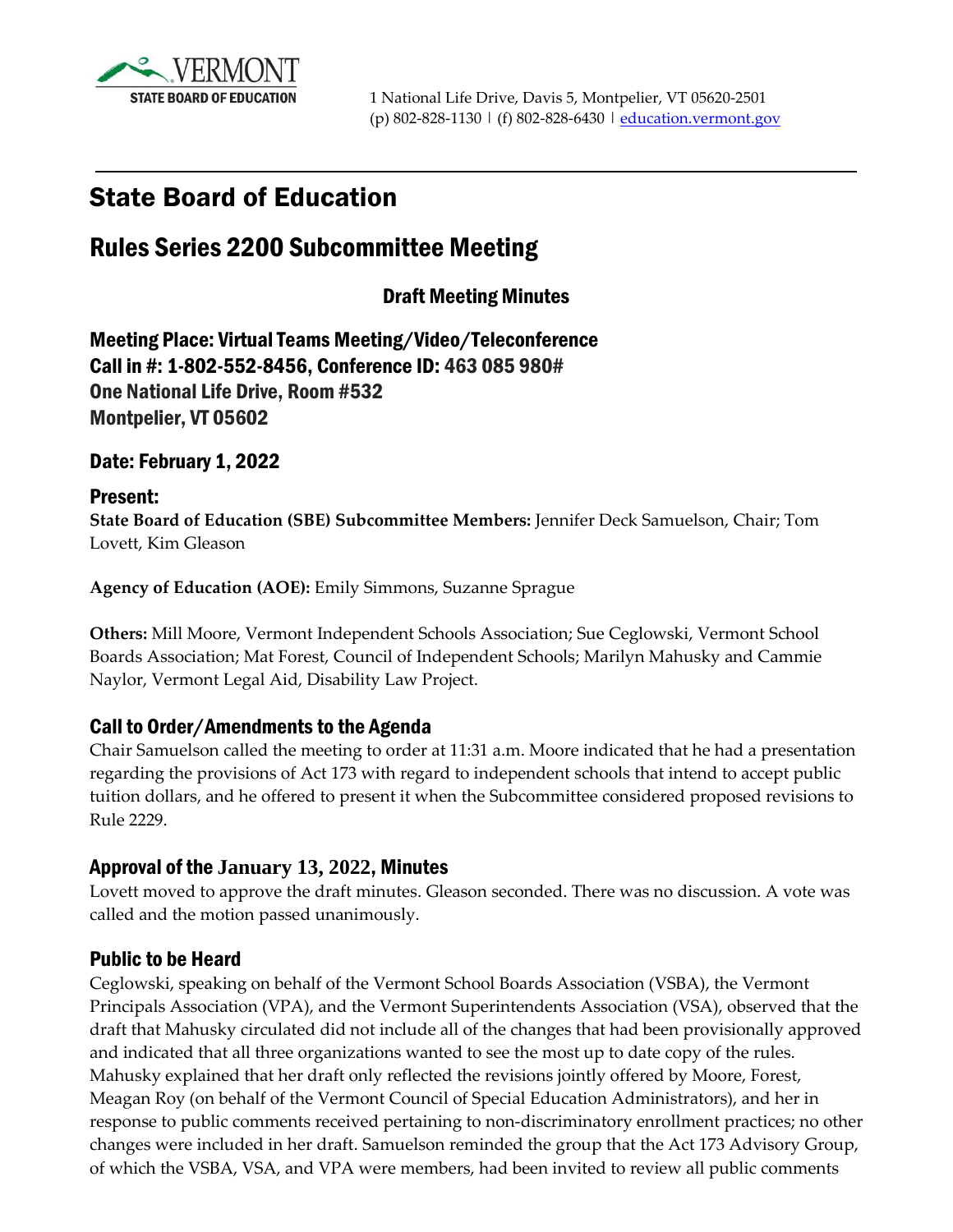VERMONT
STATE BOARD OF EDUCATION

1 National Life Drive, Davis 5, Montpelier, VT 05620-2501
(p) 802-828-1130 | (f) 802-828-6430 | education.vermont.gov

# State Board of Education

## Rules Series 2200 Subcommittee Meeting

### Draft Meeting Minutes

### Meeting Place: Virtual Teams Meeting/Video/Teleconference
### Call in #: 1-802-552-8456, Conference ID: 463 085 980#
### One National Life Drive, Room #532
### Montpelier, VT 05602

### Date: February 1, 2022

### Present:

**State Board of Education (SBE) Subcommittee Members:** Jennifer Deck Samuelson, Chair; Tom Lovett, Kim Gleason

**Agency of Education (AOE):** Emily Simmons, Suzanne Sprague

**Others:** Mill Moore, Vermont Independent Schools Association; Sue Ceglowski, Vermont School Boards Association; Mat Forest, Council of Independent Schools; Marilyn Mahusky and Cammie Naylor, Vermont Legal Aid, Disability Law Project.

### Call to Order/Amendments to the Agenda

Chair Samuelson called the meeting to order at 11:31 a.m. Moore indicated that he had a presentation regarding the provisions of Act 173 with regard to independent schools that intend to accept public tuition dollars, and he offered to present it when the Subcommittee considered proposed revisions to Rule 2229.

### Approval of the January 13, 2022, Minutes

Lovett moved to approve the draft minutes. Gleason seconded. There was no discussion. A vote was called and the motion passed unanimously.

### Public to be Heard

Ceglowski, speaking on behalf of the Vermont School Boards Association (VSBA), the Vermont Principals Association (VPA), and the Vermont Superintendents Association (VSA), observed that the draft that Mahusky circulated did not include all of the changes that had been provisionally approved and indicated that all three organizations wanted to see the most up to date copy of the rules. Mahusky explained that her draft only reflected the revisions jointly offered by Moore, Forest, Meagan Roy (on behalf of the Vermont Council of Special Education Administrators), and her in response to public comments received pertaining to non-discriminatory enrollment practices; no other changes were included in her draft. Samuelson reminded the group that the Act 173 Advisory Group, of which the VSBA, VSA, and VPA were members, had been invited to review all public comments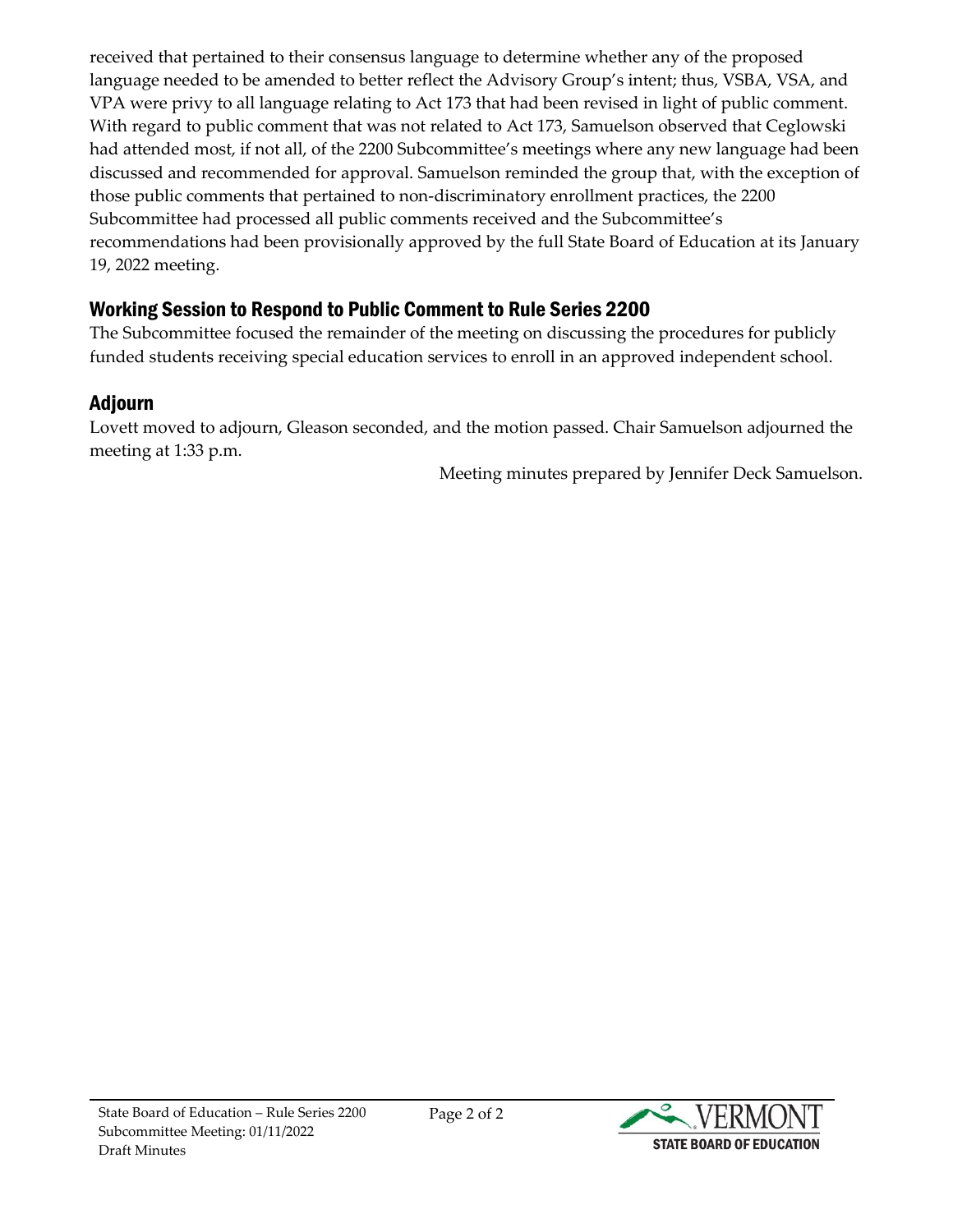received that pertained to their consensus language to determine whether any of the proposed language needed to be amended to better reflect the Advisory Group's intent; thus, VSBA, VSA, and VPA were privy to all language relating to Act 173 that had been revised in light of public comment. With regard to public comment that was not related to Act 173, Samuelson observed that Ceglowski had attended most, if not all, of the 2200 Subcommittee's meetings where any new language had been discussed and recommended for approval. Samuelson reminded the group that, with the exception of those public comments that pertained to non-discriminatory enrollment practices, the 2200 Subcommittee had processed all public comments received and the Subcommittee's recommendations had been provisionally approved by the full State Board of Education at its January 19, 2022 meeting.

## Working Session to Respond to Public Comment to Rule Series 2200

The Subcommittee focused the remainder of the meeting on discussing the procedures for publicly funded students receiving special education services to enroll in an approved independent school.

## Adjourn

Lovett moved to adjourn, Gleason seconded, and the motion passed. Chair Samuelson adjourned the meeting at 1:33 p.m.

Meeting minutes prepared by Jennifer Deck Samuelson.